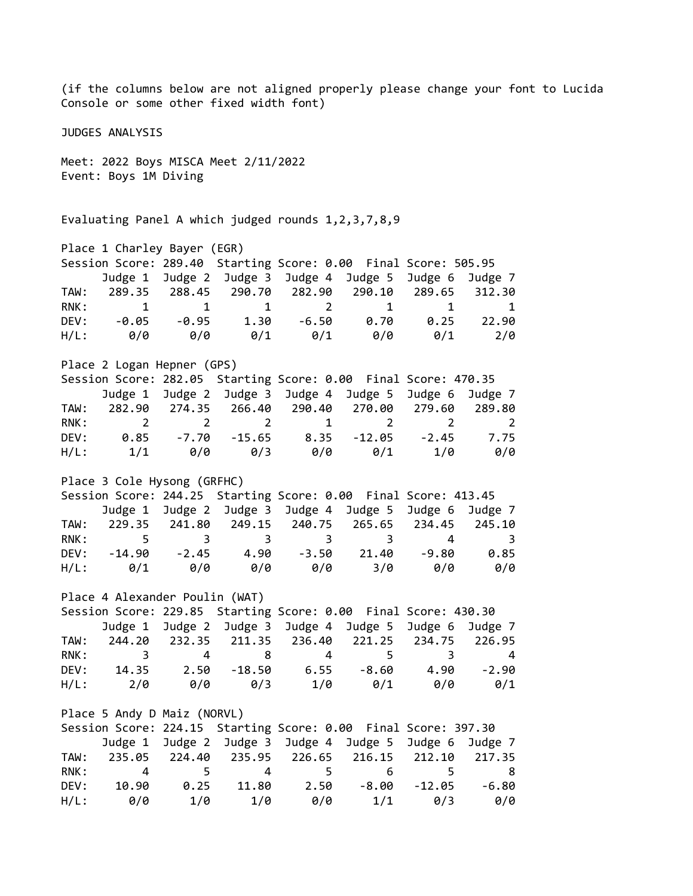(if the columns below are not aligned properly please change your font to Lucida Console or some other fixed width font)

# JUDGES ANALYSIS

Meet: 2022 Boys MISCA Meet 2/11/2022
Event: Boys 1M Diving

Evaluating Panel A which judged rounds 1,2,3,7,8,9

Place 1 Charley Bayer (EGR)
Session Score: 289.40  Starting Score: 0.00  Final Score: 505.95

| | Judge 1 | Judge 2 | Judge 3 | Judge 4 | Judge 5 | Judge 6 | Judge 7 |
|---|---|---|---|---|---|---|---|
| TAW: | 289.35 | 288.45 | 290.70 | 282.90 | 290.10 | 289.65 | 312.30 |
| RNK: | 1 | 1 | 1 | 2 | 1 | 1 | 1 |
| DEV: | -0.05 | -0.95 | 1.30 | -6.50 | 0.70 | 0.25 | 22.90 |
| H/L: | 0/0 | 0/0 | 0/1 | 0/1 | 0/0 | 0/1 | 2/0 |

Place 2 Logan Hepner (GPS)
Session Score: 282.05  Starting Score: 0.00  Final Score: 470.35

| | Judge 1 | Judge 2 | Judge 3 | Judge 4 | Judge 5 | Judge 6 | Judge 7 |
|---|---|---|---|---|---|---|---|
| TAW: | 282.90 | 274.35 | 266.40 | 290.40 | 270.00 | 279.60 | 289.80 |
| RNK: | 2 | 2 | 2 | 1 | 2 | 2 | 2 |
| DEV: | 0.85 | -7.70 | -15.65 | 8.35 | -12.05 | -2.45 | 7.75 |
| H/L: | 1/1 | 0/0 | 0/3 | 0/0 | 0/1 | 1/0 | 0/0 |

Place 3 Cole Hysong (GRFHC)
Session Score: 244.25  Starting Score: 0.00  Final Score: 413.45

| | Judge 1 | Judge 2 | Judge 3 | Judge 4 | Judge 5 | Judge 6 | Judge 7 |
|---|---|---|---|---|---|---|---|
| TAW: | 229.35 | 241.80 | 249.15 | 240.75 | 265.65 | 234.45 | 245.10 |
| RNK: | 5 | 3 | 3 | 3 | 3 | 4 | 3 |
| DEV: | -14.90 | -2.45 | 4.90 | -3.50 | 21.40 | -9.80 | 0.85 |
| H/L: | 0/1 | 0/0 | 0/0 | 0/0 | 3/0 | 0/0 | 0/0 |

Place 4 Alexander Poulin (WAT)
Session Score: 229.85  Starting Score: 0.00  Final Score: 430.30

| | Judge 1 | Judge 2 | Judge 3 | Judge 4 | Judge 5 | Judge 6 | Judge 7 |
|---|---|---|---|---|---|---|---|
| TAW: | 244.20 | 232.35 | 211.35 | 236.40 | 221.25 | 234.75 | 226.95 |
| RNK: | 3 | 4 | 8 | 4 | 5 | 3 | 4 |
| DEV: | 14.35 | 2.50 | -18.50 | 6.55 | -8.60 | 4.90 | -2.90 |
| H/L: | 2/0 | 0/0 | 0/3 | 1/0 | 0/1 | 0/0 | 0/1 |

Place 5 Andy D Maiz (NORVL)
Session Score: 224.15  Starting Score: 0.00  Final Score: 397.30

| | Judge 1 | Judge 2 | Judge 3 | Judge 4 | Judge 5 | Judge 6 | Judge 7 |
|---|---|---|---|---|---|---|---|
| TAW: | 235.05 | 224.40 | 235.95 | 226.65 | 216.15 | 212.10 | 217.35 |
| RNK: | 4 | 5 | 4 | 5 | 6 | 5 | 8 |
| DEV: | 10.90 | 0.25 | 11.80 | 2.50 | -8.00 | -12.05 | -6.80 |
| H/L: | 0/0 | 1/0 | 1/0 | 0/0 | 1/1 | 0/3 | 0/0 |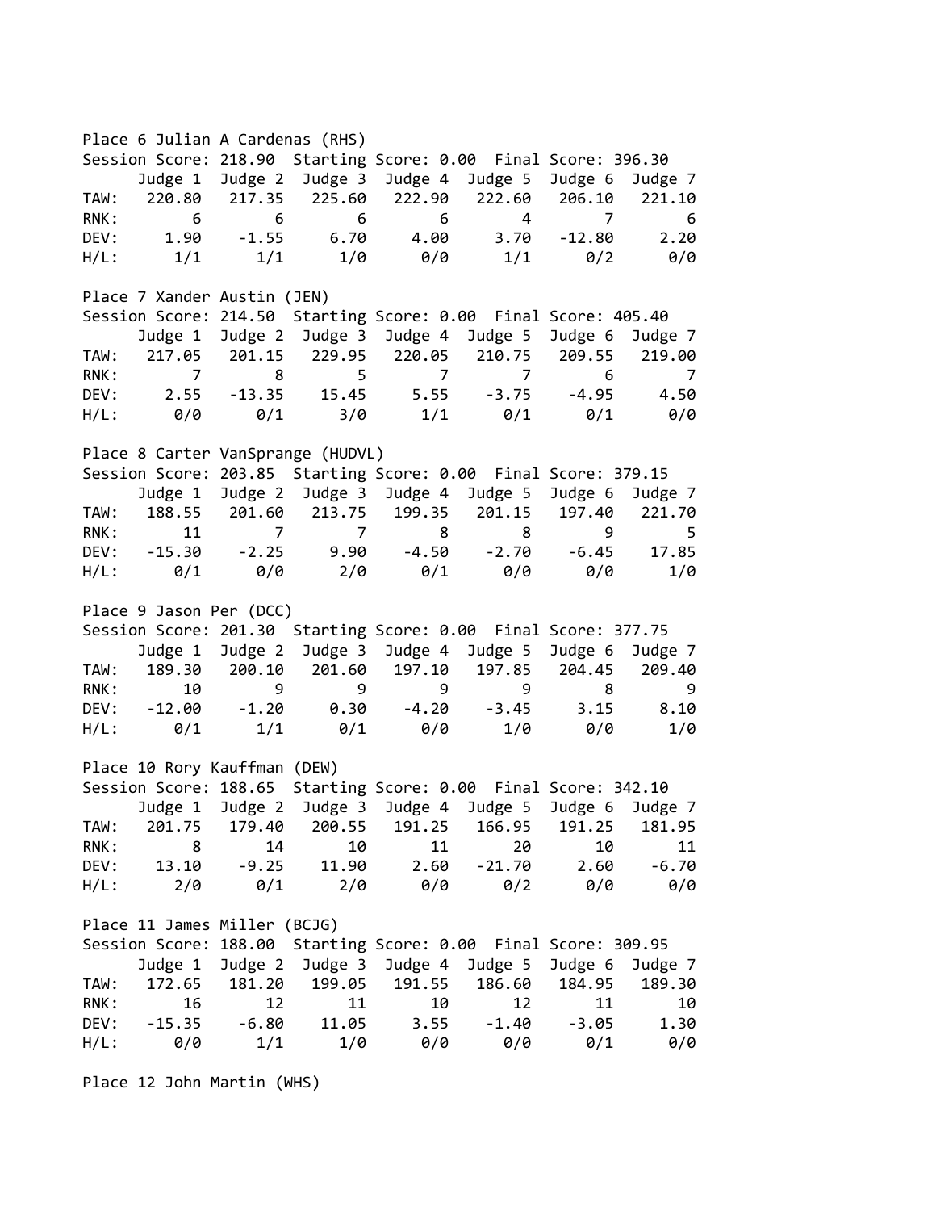Place 6 Julian A Cardenas (RHS)

Session Score: 218.90  Starting Score: 0.00  Final Score: 396.30

| | Judge 1 | Judge 2 | Judge 3 | Judge 4 | Judge 5 | Judge 6 | Judge 7 |
|---|---|---|---|---|---|---|---|
| TAW: | 220.80 | 217.35 | 225.60 | 222.90 | 222.60 | 206.10 | 221.10 |
| RNK: | 6 | 6 | 6 | 6 | 4 | 7 | 6 |
| DEV: | 1.90 | -1.55 | 6.70 | 4.00 | 3.70 | -12.80 | 2.20 |
| H/L: | 1/1 | 1/1 | 1/0 | 0/0 | 1/1 | 0/2 | 0/0 |

Place 7 Xander Austin (JEN)

Session Score: 214.50  Starting Score: 0.00  Final Score: 405.40

| | Judge 1 | Judge 2 | Judge 3 | Judge 4 | Judge 5 | Judge 6 | Judge 7 |
|---|---|---|---|---|---|---|---|
| TAW: | 217.05 | 201.15 | 229.95 | 220.05 | 210.75 | 209.55 | 219.00 |
| RNK: | 7 | 8 | 5 | 7 | 7 | 6 | 7 |
| DEV: | 2.55 | -13.35 | 15.45 | 5.55 | -3.75 | -4.95 | 4.50 |
| H/L: | 0/0 | 0/1 | 3/0 | 1/1 | 0/1 | 0/1 | 0/0 |

Place 8 Carter VanSprange (HUDVL)

Session Score: 203.85  Starting Score: 0.00  Final Score: 379.15

| | Judge 1 | Judge 2 | Judge 3 | Judge 4 | Judge 5 | Judge 6 | Judge 7 |
|---|---|---|---|---|---|---|---|
| TAW: | 188.55 | 201.60 | 213.75 | 199.35 | 201.15 | 197.40 | 221.70 |
| RNK: | 11 | 7 | 7 | 8 | 8 | 9 | 5 |
| DEV: | -15.30 | -2.25 | 9.90 | -4.50 | -2.70 | -6.45 | 17.85 |
| H/L: | 0/1 | 0/0 | 2/0 | 0/1 | 0/0 | 0/0 | 1/0 |

Place 9 Jason Per (DCC)

Session Score: 201.30  Starting Score: 0.00  Final Score: 377.75

| | Judge 1 | Judge 2 | Judge 3 | Judge 4 | Judge 5 | Judge 6 | Judge 7 |
|---|---|---|---|---|---|---|---|
| TAW: | 189.30 | 200.10 | 201.60 | 197.10 | 197.85 | 204.45 | 209.40 |
| RNK: | 10 | 9 | 9 | 9 | 9 | 8 | 9 |
| DEV: | -12.00 | -1.20 | 0.30 | -4.20 | -3.45 | 3.15 | 8.10 |
| H/L: | 0/1 | 1/1 | 0/1 | 0/0 | 1/0 | 0/0 | 1/0 |

Place 10 Rory Kauffman (DEW)

Session Score: 188.65  Starting Score: 0.00  Final Score: 342.10

| | Judge 1 | Judge 2 | Judge 3 | Judge 4 | Judge 5 | Judge 6 | Judge 7 |
|---|---|---|---|---|---|---|---|
| TAW: | 201.75 | 179.40 | 200.55 | 191.25 | 166.95 | 191.25 | 181.95 |
| RNK: | 8 | 14 | 10 | 11 | 20 | 10 | 11 |
| DEV: | 13.10 | -9.25 | 11.90 | 2.60 | -21.70 | 2.60 | -6.70 |
| H/L: | 2/0 | 0/1 | 2/0 | 0/0 | 0/2 | 0/0 | 0/0 |

Place 11 James Miller (BCJG)

Session Score: 188.00  Starting Score: 0.00  Final Score: 309.95

| | Judge 1 | Judge 2 | Judge 3 | Judge 4 | Judge 5 | Judge 6 | Judge 7 |
|---|---|---|---|---|---|---|---|
| TAW: | 172.65 | 181.20 | 199.05 | 191.55 | 186.60 | 184.95 | 189.30 |
| RNK: | 16 | 12 | 11 | 10 | 12 | 11 | 10 |
| DEV: | -15.35 | -6.80 | 11.05 | 3.55 | -1.40 | -3.05 | 1.30 |
| H/L: | 0/0 | 1/1 | 1/0 | 0/0 | 0/0 | 0/1 | 0/0 |

Place 12 John Martin (WHS)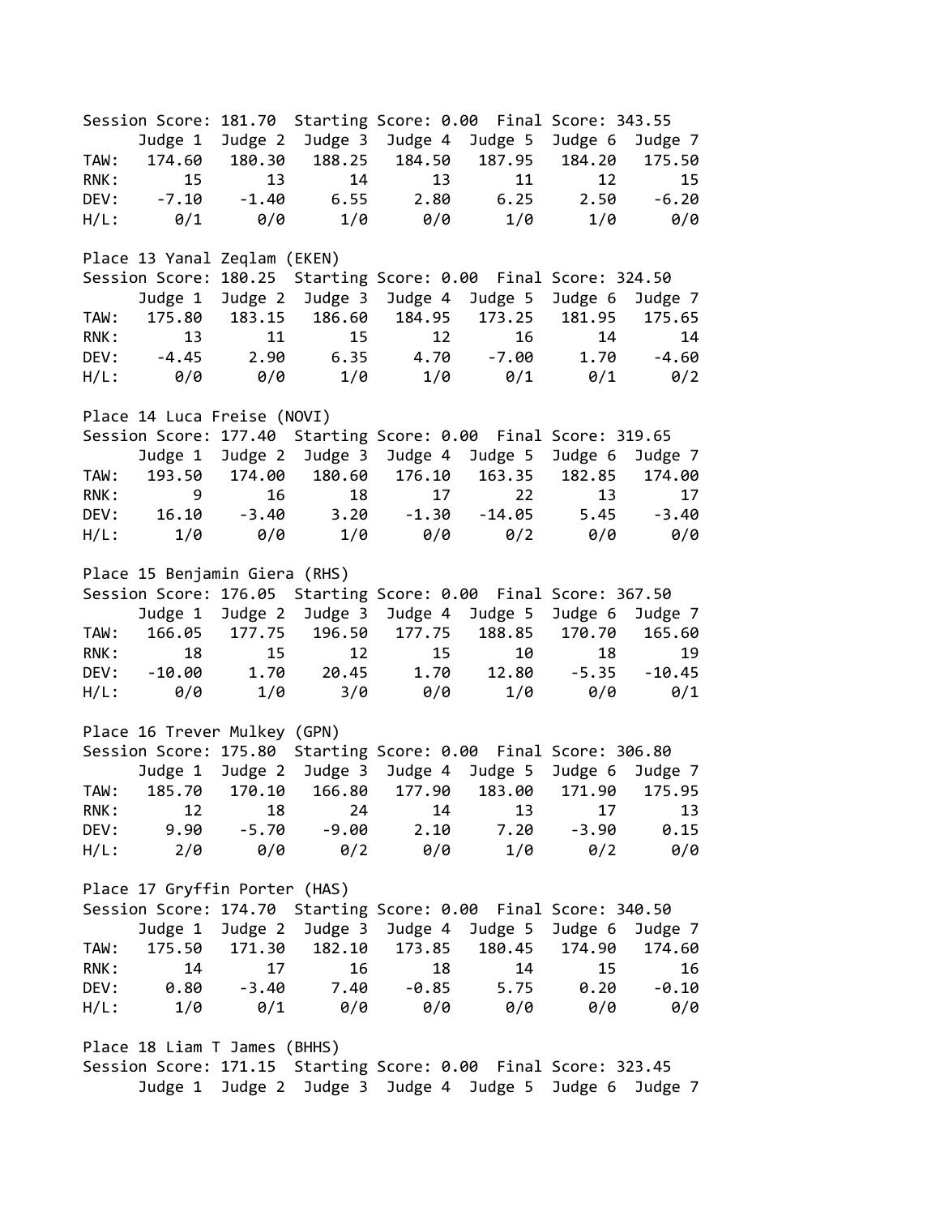Session Score: 181.70  Starting Score: 0.00  Final Score: 343.55

| | Judge 1 | Judge 2 | Judge 3 | Judge 4 | Judge 5 | Judge 6 | Judge 7 |
|---|---|---|---|---|---|---|---|
| TAW: | 174.60 | 180.30 | 188.25 | 184.50 | 187.95 | 184.20 | 175.50 |
| RNK: | 15 | 13 | 14 | 13 | 11 | 12 | 15 |
| DEV: | -7.10 | -1.40 | 6.55 | 2.80 | 6.25 | 2.50 | -6.20 |
| H/L: | 0/1 | 0/0 | 1/0 | 0/0 | 1/0 | 1/0 | 0/0 |

Place 13 Yanal Zeqlam (EKEN)

Session Score: 180.25  Starting Score: 0.00  Final Score: 324.50

| | Judge 1 | Judge 2 | Judge 3 | Judge 4 | Judge 5 | Judge 6 | Judge 7 |
|---|---|---|---|---|---|---|---|
| TAW: | 175.80 | 183.15 | 186.60 | 184.95 | 173.25 | 181.95 | 175.65 |
| RNK: | 13 | 11 | 15 | 12 | 16 | 14 | 14 |
| DEV: | -4.45 | 2.90 | 6.35 | 4.70 | -7.00 | 1.70 | -4.60 |
| H/L: | 0/0 | 0/0 | 1/0 | 1/0 | 0/1 | 0/1 | 0/2 |

Place 14 Luca Freise (NOVI)

Session Score: 177.40  Starting Score: 0.00  Final Score: 319.65

| | Judge 1 | Judge 2 | Judge 3 | Judge 4 | Judge 5 | Judge 6 | Judge 7 |
|---|---|---|---|---|---|---|---|
| TAW: | 193.50 | 174.00 | 180.60 | 176.10 | 163.35 | 182.85 | 174.00 |
| RNK: | 9 | 16 | 18 | 17 | 22 | 13 | 17 |
| DEV: | 16.10 | -3.40 | 3.20 | -1.30 | -14.05 | 5.45 | -3.40 |
| H/L: | 1/0 | 0/0 | 1/0 | 0/0 | 0/2 | 0/0 | 0/0 |

Place 15 Benjamin Giera (RHS)

Session Score: 176.05  Starting Score: 0.00  Final Score: 367.50

| | Judge 1 | Judge 2 | Judge 3 | Judge 4 | Judge 5 | Judge 6 | Judge 7 |
|---|---|---|---|---|---|---|---|
| TAW: | 166.05 | 177.75 | 196.50 | 177.75 | 188.85 | 170.70 | 165.60 |
| RNK: | 18 | 15 | 12 | 15 | 10 | 18 | 19 |
| DEV: | -10.00 | 1.70 | 20.45 | 1.70 | 12.80 | -5.35 | -10.45 |
| H/L: | 0/0 | 1/0 | 3/0 | 0/0 | 1/0 | 0/0 | 0/1 |

Place 16 Trever Mulkey (GPN)

Session Score: 175.80  Starting Score: 0.00  Final Score: 306.80

| | Judge 1 | Judge 2 | Judge 3 | Judge 4 | Judge 5 | Judge 6 | Judge 7 |
|---|---|---|---|---|---|---|---|
| TAW: | 185.70 | 170.10 | 166.80 | 177.90 | 183.00 | 171.90 | 175.95 |
| RNK: | 12 | 18 | 24 | 14 | 13 | 17 | 13 |
| DEV: | 9.90 | -5.70 | -9.00 | 2.10 | 7.20 | -3.90 | 0.15 |
| H/L: | 2/0 | 0/0 | 0/2 | 0/0 | 1/0 | 0/2 | 0/0 |

Place 17 Gryffin Porter (HAS)

Session Score: 174.70  Starting Score: 0.00  Final Score: 340.50

| | Judge 1 | Judge 2 | Judge 3 | Judge 4 | Judge 5 | Judge 6 | Judge 7 |
|---|---|---|---|---|---|---|---|
| TAW: | 175.50 | 171.30 | 182.10 | 173.85 | 180.45 | 174.90 | 174.60 |
| RNK: | 14 | 17 | 16 | 18 | 14 | 15 | 16 |
| DEV: | 0.80 | -3.40 | 7.40 | -0.85 | 5.75 | 0.20 | -0.10 |
| H/L: | 1/0 | 0/1 | 0/0 | 0/0 | 0/0 | 0/0 | 0/0 |

Place 18 Liam T James (BHHS)

Session Score: 171.15  Starting Score: 0.00  Final Score: 323.45

| | Judge 1 | Judge 2 | Judge 3 | Judge 4 | Judge 5 | Judge 6 | Judge 7 |
|---|---|---|---|---|---|---|---|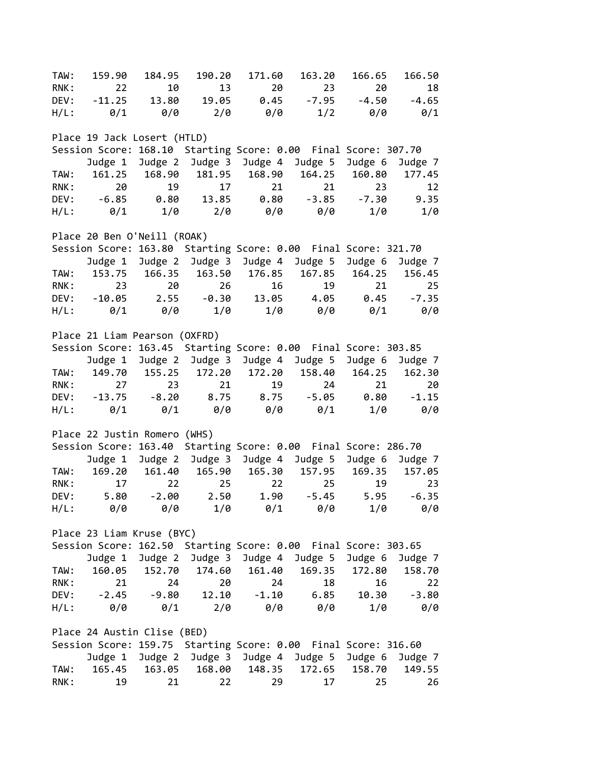| | Judge 1 | Judge 2 | Judge 3 | Judge 4 | Judge 5 | Judge 6 | Judge 7 |
|---|---|---|---|---|---|---|---|
| TAW: | 159.90 | 184.95 | 190.20 | 171.60 | 163.20 | 166.65 | 166.50 |
| RNK: | 22 | 10 | 13 | 20 | 23 | 20 | 18 |
| DEV: | -11.25 | 13.80 | 19.05 | 0.45 | -7.95 | -4.50 | -4.65 |
| H/L: | 0/1 | 0/0 | 2/0 | 0/0 | 1/2 | 0/0 | 0/1 |

Place 19 Jack Losert (HTLD)

Session Score: 168.10  Starting Score: 0.00  Final Score: 307.70

| | Judge 1 | Judge 2 | Judge 3 | Judge 4 | Judge 5 | Judge 6 | Judge 7 |
|---|---|---|---|---|---|---|---|
| TAW: | 161.25 | 168.90 | 181.95 | 168.90 | 164.25 | 160.80 | 177.45 |
| RNK: | 20 | 19 | 17 | 21 | 21 | 23 | 12 |
| DEV: | -6.85 | 0.80 | 13.85 | 0.80 | -3.85 | -7.30 | 9.35 |
| H/L: | 0/1 | 1/0 | 2/0 | 0/0 | 0/0 | 1/0 | 1/0 |

Place 20 Ben O'Neill (ROAK)

Session Score: 163.80  Starting Score: 0.00  Final Score: 321.70

| | Judge 1 | Judge 2 | Judge 3 | Judge 4 | Judge 5 | Judge 6 | Judge 7 |
|---|---|---|---|---|---|---|---|
| TAW: | 153.75 | 166.35 | 163.50 | 176.85 | 167.85 | 164.25 | 156.45 |
| RNK: | 23 | 20 | 26 | 16 | 19 | 21 | 25 |
| DEV: | -10.05 | 2.55 | -0.30 | 13.05 | 4.05 | 0.45 | -7.35 |
| H/L: | 0/1 | 0/0 | 1/0 | 1/0 | 0/0 | 0/1 | 0/0 |

Place 21 Liam Pearson (OXFRD)

Session Score: 163.45  Starting Score: 0.00  Final Score: 303.85

| | Judge 1 | Judge 2 | Judge 3 | Judge 4 | Judge 5 | Judge 6 | Judge 7 |
|---|---|---|---|---|---|---|---|
| TAW: | 149.70 | 155.25 | 172.20 | 172.20 | 158.40 | 164.25 | 162.30 |
| RNK: | 27 | 23 | 21 | 19 | 24 | 21 | 20 |
| DEV: | -13.75 | -8.20 | 8.75 | 8.75 | -5.05 | 0.80 | -1.15 |
| H/L: | 0/1 | 0/1 | 0/0 | 0/0 | 0/1 | 1/0 | 0/0 |

Place 22 Justin Romero (WHS)

Session Score: 163.40  Starting Score: 0.00  Final Score: 286.70

| | Judge 1 | Judge 2 | Judge 3 | Judge 4 | Judge 5 | Judge 6 | Judge 7 |
|---|---|---|---|---|---|---|---|
| TAW: | 169.20 | 161.40 | 165.90 | 165.30 | 157.95 | 169.35 | 157.05 |
| RNK: | 17 | 22 | 25 | 22 | 25 | 19 | 23 |
| DEV: | 5.80 | -2.00 | 2.50 | 1.90 | -5.45 | 5.95 | -6.35 |
| H/L: | 0/0 | 0/0 | 1/0 | 0/1 | 0/0 | 1/0 | 0/0 |

Place 23 Liam Kruse (BYC)

Session Score: 162.50  Starting Score: 0.00  Final Score: 303.65

| | Judge 1 | Judge 2 | Judge 3 | Judge 4 | Judge 5 | Judge 6 | Judge 7 |
|---|---|---|---|---|---|---|---|
| TAW: | 160.05 | 152.70 | 174.60 | 161.40 | 169.35 | 172.80 | 158.70 |
| RNK: | 21 | 24 | 20 | 24 | 18 | 16 | 22 |
| DEV: | -2.45 | -9.80 | 12.10 | -1.10 | 6.85 | 10.30 | -3.80 |
| H/L: | 0/0 | 0/1 | 2/0 | 0/0 | 0/0 | 1/0 | 0/0 |

Place 24 Austin Clise (BED)

Session Score: 159.75  Starting Score: 0.00  Final Score: 316.60

| | Judge 1 | Judge 2 | Judge 3 | Judge 4 | Judge 5 | Judge 6 | Judge 7 |
|---|---|---|---|---|---|---|---|
| TAW: | 165.45 | 163.05 | 168.00 | 148.35 | 172.65 | 158.70 | 149.55 |
| RNK: | 19 | 21 | 22 | 29 | 17 | 25 | 26 |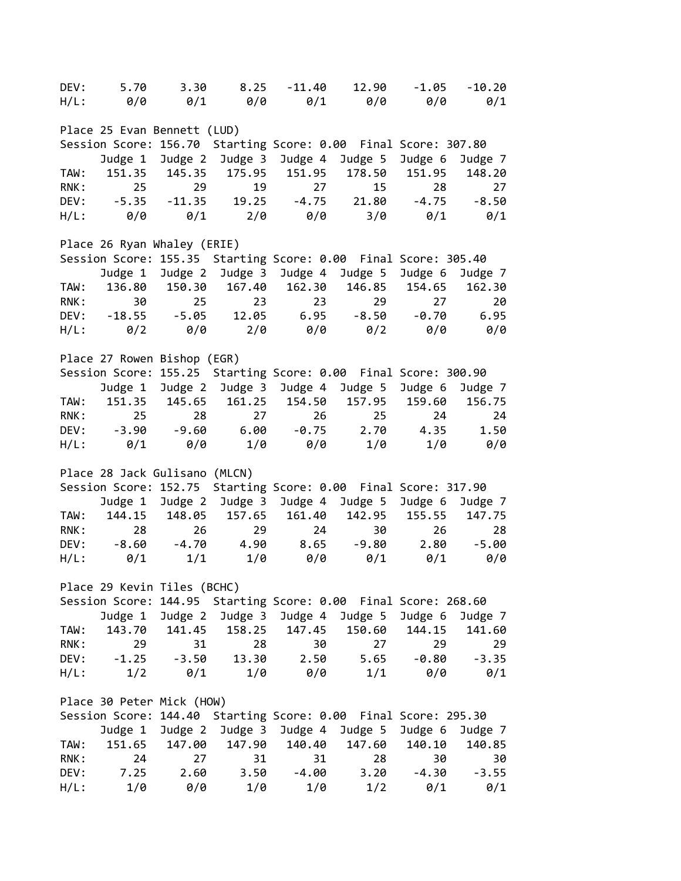| | Judge 1 | Judge 2 | Judge 3 | Judge 4 | Judge 5 | Judge 6 | Judge 7 |
|---|---|---|---|---|---|---|---|
| DEV: | 5.70 | 3.30 | 8.25 | -11.40 | 12.90 | -1.05 | -10.20 |
| H/L: | 0/0 | 0/1 | 0/0 | 0/1 | 0/0 | 0/0 | 0/1 |

Place 25 Evan Bennett (LUD)
Session Score: 156.70 Starting Score: 0.00 Final Score: 307.80

| | Judge 1 | Judge 2 | Judge 3 | Judge 4 | Judge 5 | Judge 6 | Judge 7 |
|---|---|---|---|---|---|---|---|
| TAW: | 151.35 | 145.35 | 175.95 | 151.95 | 178.50 | 151.95 | 148.20 |
| RNK: | 25 | 29 | 19 | 27 | 15 | 28 | 27 |
| DEV: | -5.35 | -11.35 | 19.25 | -4.75 | 21.80 | -4.75 | -8.50 |
| H/L: | 0/0 | 0/1 | 2/0 | 0/0 | 3/0 | 0/1 | 0/1 |

Place 26 Ryan Whaley (ERIE)
Session Score: 155.35 Starting Score: 0.00 Final Score: 305.40

| | Judge 1 | Judge 2 | Judge 3 | Judge 4 | Judge 5 | Judge 6 | Judge 7 |
|---|---|---|---|---|---|---|---|
| TAW: | 136.80 | 150.30 | 167.40 | 162.30 | 146.85 | 154.65 | 162.30 |
| RNK: | 30 | 25 | 23 | 23 | 29 | 27 | 20 |
| DEV: | -18.55 | -5.05 | 12.05 | 6.95 | -8.50 | -0.70 | 6.95 |
| H/L: | 0/2 | 0/0 | 2/0 | 0/0 | 0/2 | 0/0 | 0/0 |

Place 27 Rowen Bishop (EGR)
Session Score: 155.25 Starting Score: 0.00 Final Score: 300.90

| | Judge 1 | Judge 2 | Judge 3 | Judge 4 | Judge 5 | Judge 6 | Judge 7 |
|---|---|---|---|---|---|---|---|
| TAW: | 151.35 | 145.65 | 161.25 | 154.50 | 157.95 | 159.60 | 156.75 |
| RNK: | 25 | 28 | 27 | 26 | 25 | 24 | 24 |
| DEV: | -3.90 | -9.60 | 6.00 | -0.75 | 2.70 | 4.35 | 1.50 |
| H/L: | 0/1 | 0/0 | 1/0 | 0/0 | 1/0 | 1/0 | 0/0 |

Place 28 Jack Gulisano (MLCN)
Session Score: 152.75 Starting Score: 0.00 Final Score: 317.90

| | Judge 1 | Judge 2 | Judge 3 | Judge 4 | Judge 5 | Judge 6 | Judge 7 |
|---|---|---|---|---|---|---|---|
| TAW: | 144.15 | 148.05 | 157.65 | 161.40 | 142.95 | 155.55 | 147.75 |
| RNK: | 28 | 26 | 29 | 24 | 30 | 26 | 28 |
| DEV: | -8.60 | -4.70 | 4.90 | 8.65 | -9.80 | 2.80 | -5.00 |
| H/L: | 0/1 | 1/1 | 1/0 | 0/0 | 0/1 | 0/1 | 0/0 |

Place 29 Kevin Tiles (BCHC)
Session Score: 144.95 Starting Score: 0.00 Final Score: 268.60

| | Judge 1 | Judge 2 | Judge 3 | Judge 4 | Judge 5 | Judge 6 | Judge 7 |
|---|---|---|---|---|---|---|---|
| TAW: | 143.70 | 141.45 | 158.25 | 147.45 | 150.60 | 144.15 | 141.60 |
| RNK: | 29 | 31 | 28 | 30 | 27 | 29 | 29 |
| DEV: | -1.25 | -3.50 | 13.30 | 2.50 | 5.65 | -0.80 | -3.35 |
| H/L: | 1/2 | 0/1 | 1/0 | 0/0 | 1/1 | 0/0 | 0/1 |

Place 30 Peter Mick (HOW)
Session Score: 144.40 Starting Score: 0.00 Final Score: 295.30

| | Judge 1 | Judge 2 | Judge 3 | Judge 4 | Judge 5 | Judge 6 | Judge 7 |
|---|---|---|---|---|---|---|---|
| TAW: | 151.65 | 147.00 | 147.90 | 140.40 | 147.60 | 140.10 | 140.85 |
| RNK: | 24 | 27 | 31 | 31 | 28 | 30 | 30 |
| DEV: | 7.25 | 2.60 | 3.50 | -4.00 | 3.20 | -4.30 | -3.55 |
| H/L: | 1/0 | 0/0 | 1/0 | 1/0 | 1/2 | 0/1 | 0/1 |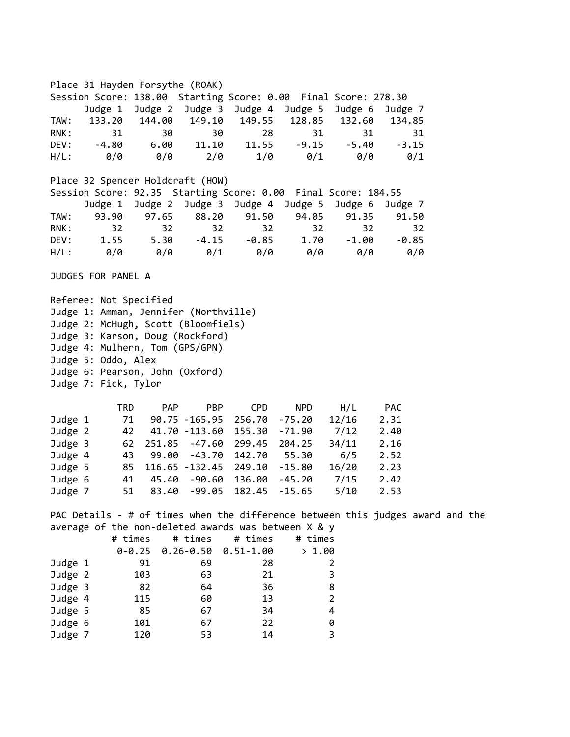Place 31 Hayden Forsythe (ROAK)
Session Score: 138.00  Starting Score: 0.00  Final Score: 278.30

| | Judge 1 | Judge 2 | Judge 3 | Judge 4 | Judge 5 | Judge 6 | Judge 7 |
|---|---|---|---|---|---|---|---|
| TAW: | 133.20 | 144.00 | 149.10 | 149.55 | 128.85 | 132.60 | 134.85 |
| RNK: | 31 | 30 | 30 | 28 | 31 | 31 | 31 |
| DEV: | -4.80 | 6.00 | 11.10 | 11.55 | -9.15 | -5.40 | -3.15 |
| H/L: | 0/0 | 0/0 | 2/0 | 1/0 | 0/1 | 0/0 | 0/1 |

Place 32 Spencer Holdcraft (HOW)
Session Score: 92.35  Starting Score: 0.00  Final Score: 184.55

| | Judge 1 | Judge 2 | Judge 3 | Judge 4 | Judge 5 | Judge 6 | Judge 7 |
|---|---|---|---|---|---|---|---|
| TAW: | 93.90 | 97.65 | 88.20 | 91.50 | 94.05 | 91.35 | 91.50 |
| RNK: | 32 | 32 | 32 | 32 | 32 | 32 | 32 |
| DEV: | 1.55 | 5.30 | -4.15 | -0.85 | 1.70 | -1.00 | -0.85 |
| H/L: | 0/0 | 0/0 | 0/1 | 0/0 | 0/0 | 0/0 | 0/0 |

JUDGES FOR PANEL A

Referee: Not Specified
Judge 1: Amman, Jennifer (Northville)
Judge 2: McHugh, Scott (Bloomfiels)
Judge 3: Karson, Doug (Rockford)
Judge 4: Mulhern, Tom (GPS/GPN)
Judge 5: Oddo, Alex
Judge 6: Pearson, John (Oxford)
Judge 7: Fick, Tylor

| | TRD | PAP | PBP | CPD | NPD | H/L | PAC |
|---|---|---|---|---|---|---|---|
| Judge 1 | 71 | 90.75 | -165.95 | 256.70 | -75.20 | 12/16 | 2.31 |
| Judge 2 | 42 | 41.70 | -113.60 | 155.30 | -71.90 | 7/12 | 2.40 |
| Judge 3 | 62 | 251.85 | -47.60 | 299.45 | 204.25 | 34/11 | 2.16 |
| Judge 4 | 43 | 99.00 | -43.70 | 142.70 | 55.30 | 6/5 | 2.52 |
| Judge 5 | 85 | 116.65 | -132.45 | 249.10 | -15.80 | 16/20 | 2.23 |
| Judge 6 | 41 | 45.40 | -90.60 | 136.00 | -45.20 | 7/15 | 2.42 |
| Judge 7 | 51 | 83.40 | -99.05 | 182.45 | -15.65 | 5/10 | 2.53 |

PAC Details - # of times when the difference between this judges award and the average of the non-deleted awards was between X & y

| | # times 0-0.25 | # times 0.26-0.50 | # times 0.51-1.00 | # times > 1.00 |
|---|---|---|---|---|
| Judge 1 | 91 | 69 | 28 | 2 |
| Judge 2 | 103 | 63 | 21 | 3 |
| Judge 3 | 82 | 64 | 36 | 8 |
| Judge 4 | 115 | 60 | 13 | 2 |
| Judge 5 | 85 | 67 | 34 | 4 |
| Judge 6 | 101 | 67 | 22 | 0 |
| Judge 7 | 120 | 53 | 14 | 3 |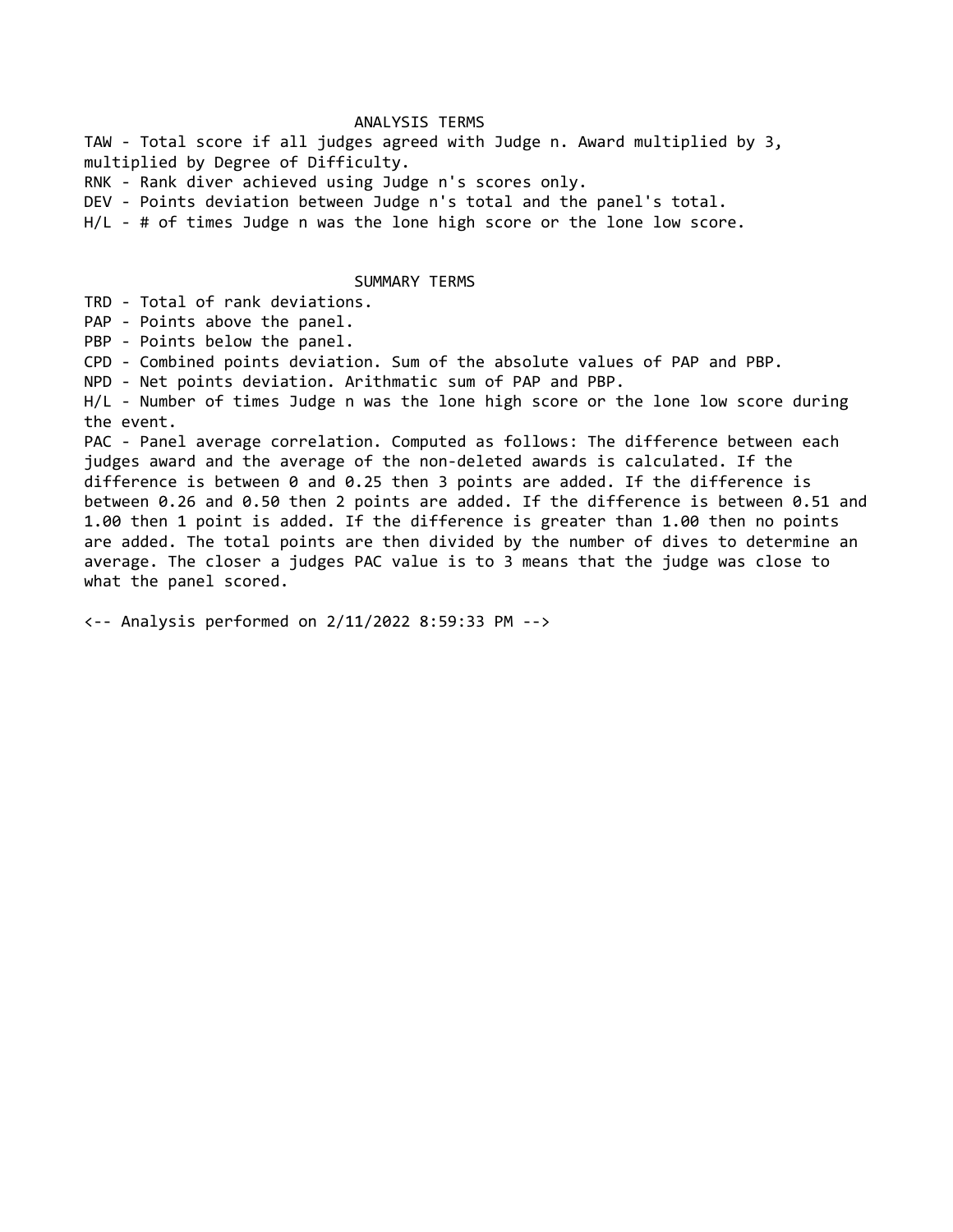## ANALYSIS TERMS

TAW - Total score if all judges agreed with Judge n. Award multiplied by 3, multiplied by Degree of Difficulty.
RNK - Rank diver achieved using Judge n's scores only.
DEV - Points deviation between Judge n's total and the panel's total.
H/L - # of times Judge n was the lone high score or the lone low score.

## SUMMARY TERMS

TRD - Total of rank deviations.
PAP - Points above the panel.
PBP - Points below the panel.
CPD - Combined points deviation. Sum of the absolute values of PAP and PBP.
NPD - Net points deviation. Arithmatic sum of PAP and PBP.
H/L - Number of times Judge n was the lone high score or the lone low score during the event.
PAC - Panel average correlation. Computed as follows: The difference between each judges award and the average of the non-deleted awards is calculated. If the difference is between 0 and 0.25 then 3 points are added. If the difference is between 0.26 and 0.50 then 2 points are added. If the difference is between 0.51 and 1.00 then 1 point is added. If the difference is greater than 1.00 then no points are added. The total points are then divided by the number of dives to determine an average. The closer a judges PAC value is to 3 means that the judge was close to what the panel scored.

<-- Analysis performed on 2/11/2022 8:59:33 PM -->